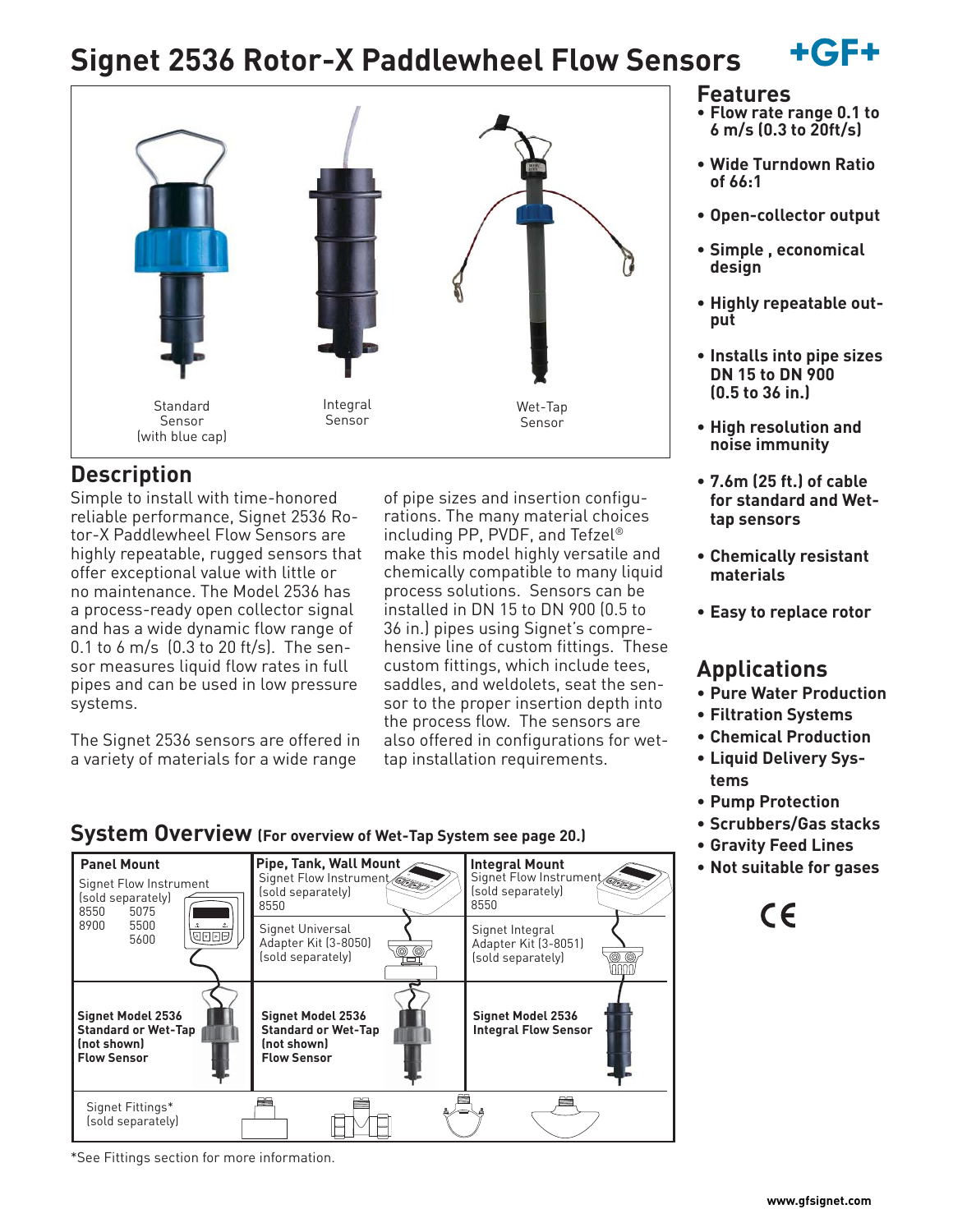# Signet 2536 Rotor-X Paddlewheel Flow Sensors

Standard Sensor (with blue cap)

Integral Sensor

Wet-Tap Sensor

## Description

Simple to install with time-honored reliable performance, Signet 2536 Rotor-X Paddlewheel Flow Sensors are highly repeatable, rugged sensors that offer exceptional value with little or no maintenance. The Model 2536 has a process-ready open collector signal and has a wide dynamic flow range of 0.1 to 6 m/s (0.3 to 20 ft/s). The sensor measures liquid flow rates in full pipes and can be used in low pressure systems.

The Signet 2536 sensors are offered in a variety of materials for a wide range of pipe sizes and insertion configurations. The many material choices including PP, PVDF, and Tefzel® make this model highly versatile and chemically compatible to many liquid process solutions. Sensors can be installed in DN 15 to DN 900 (0.5 to 36 in.) pipes using Signet's comprehensive line of custom fittings. These custom fittings, which include tees, saddles, and weldolets, seat the sensor to the proper insertion depth into the process flow. The sensors are also offered in configurations for wet-tap installation requirements.

## Features

- **Flow rate range 0.1 to 6 m/s (0.3 to 20ft/s)**
- **Wide Turndown Ratio of 66:1**
- **Open-collector output**
- **Simple , economical design**
- **Highly repeatable output**
- **Installs into pipe sizes DN 15 to DN 900 (0.5 to 36 in.)**
- **High resolution and noise immunity**
- **7.6m (25 ft.) of cable for standard and Wet-tap sensors**
- **Chemically resistant materials**
- **Easy to replace rotor**

## Applications

- **Pure Water Production**
- **Filtration Systems**
- **Chemical Production**
- **Liquid Delivery Systems**
- **Pump Protection**
- **Scrubbers/Gas stacks**
- **Gravity Feed Lines**
- **Not suitable for gases**

CE

## System Overview (For overview of Wet-Tap System see page 20.)

| **Panel Mount** | **Pipe, Tank, Wall Mount** | **Integral Mount** |
|---|---|---|
| Signet Flow Instrument (sold separately) 8550, 8900, 5075, 5500, 5600 | Signet Flow Instrument (sold separately) 8550 | Signet Flow Instrument (sold separately) 8550 |
| | Signet Universal Adapter Kit (3-8050) (sold separately) | Signet Integral Adapter Kit (3-8051) (sold separately) |
| **Signet Model 2536 Standard or Wet-Tap (not shown) Flow Sensor** | **Signet Model 2536 Standard or Wet-Tap (not shown) Flow Sensor** | **Signet Model 2536 Integral Flow Sensor** |
| Signet Fittings* (sold separately) | | |

*See Fittings section for more information.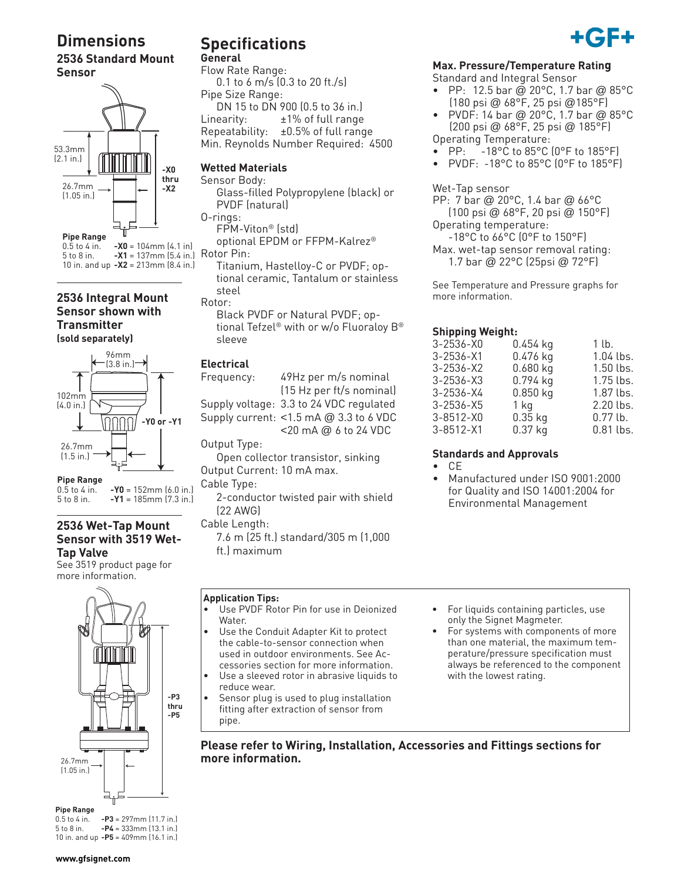# Dimensions

## 2536 Standard Mount Sensor

53.3mm
(2.1 in.)

26.7mm
(1.05 in.)

-X0
thru
-X2

**Pipe Range**

| | |
|---|---|
| 0.5 to 4 in. | **-X0** = 104mm (4.1 in) |
| 5 to 8 in. | **-X1** = 137mm (5.4 in.) |
| 10 in. and up | **-X2** = 213mm (8.4 in.) |

## 2536 Integral Mount Sensor shown with Transmitter

**(sold separately)**

96mm
(3.8 in.)

102mm
(4.0 in.)

-Y0 or -Y1

26.7mm
(1.5 in.)

**Pipe Range**

| | |
|---|---|
| 0.5 to 4 in. | **-Y0** = 152mm (6.0 in.) |
| 5 to 8 in. | **-Y1** = 185mm (7.3 in.) |

## 2536 Wet-Tap Mount Sensor with 3519 Wet-Tap Valve

See 3519 product page for more information.

-P3
thru
-P5

26.7mm
(1.05 in.)

**Pipe Range**

| | |
|---|---|
| 0.5 to 4 in. | **-P3** = 297mm (11.7 in.) |
| 5 to 8 in. | **-P4** = 333mm (13.1 in.) |
| 10 in. and up | **-P5** = 409mm (16.1 in.) |

# Specifications

### General

Flow Rate Range:
0.1 to 6 m/s (0.3 to 20 ft./s)

Pipe Size Range:
DN 15 to DN 900 (0.5 to 36 in.)

Linearity: ±1% of full range

Repeatability: ±0.5% of full range

Min. Reynolds Number Required: 4500

### Wetted Materials

Sensor Body:
Glass-filled Polypropylene (black) or PVDF (natural)

O-rings:
FPM-Viton® (std)
optional EPDM or FFPM-Kalrez®

Rotor Pin:
Titanium, Hastelloy-C or PVDF; optional ceramic, Tantalum or stainless steel

Rotor:
Black PVDF or Natural PVDF; optional Tefzel® with or w/o Fluoraloy B® sleeve

### Electrical

Frequency: 49Hz per m/s nominal
(15 Hz per ft/s nominal)

Supply voltage: 3.3 to 24 VDC regulated

Supply current: <1.5 mA @ 3.3 to 6 VDC
<20 mA @ 6 to 24 VDC

Output Type:
Open collector transistor, sinking

Output Current: 10 mA max.

Cable Type:
2-conductor twisted pair with shield (22 AWG)

Cable Length:
7.6 m (25 ft.) standard/305 m (1,000 ft.) maximum

### Max. Pressure/Temperature Rating

Standard and Integral Sensor

- PP: 12.5 bar @ 20°C, 1.7 bar @ 85°C (180 psi @ 68°F, 25 psi @185°F)
- PVDF: 14 bar @ 20°C, 1.7 bar @ 85°C (200 psi @ 68°F, 25 psi @ 185°F)

Operating Temperature:

- PP: -18°C to 85°C (0°F to 185°F)
- PVDF: -18°C to 85°C (0°F to 185°F)

Wet-Tap sensor

PP: 7 bar @ 20°C, 1.4 bar @ 66°C
(100 psi @ 68°F, 20 psi @ 150°F)

Operating temperature:
-18°C to 66°C (0°F to 150°F)

Max. wet-tap sensor removal rating:
1.7 bar @ 22°C (25psi @ 72°F)

See Temperature and Pressure graphs for more information.

### Shipping Weight:

| | | |
|---|---|---|
| 3-2536-X0 | 0.454 kg | 1 lb. |
| 3-2536-X1 | 0.476 kg | 1.04 lbs. |
| 3-2536-X2 | 0.680 kg | 1.50 lbs. |
| 3-2536-X3 | 0.794 kg | 1.75 lbs. |
| 3-2536-X4 | 0.850 kg | 1.87 lbs. |
| 3-2536-X5 | 1 kg | 2.20 lbs. |
| 3-8512-X0 | 0.35 kg | 0.77 lb. |
| 3-8512-X1 | 0.37 kg | 0.81 lbs. |

### Standards and Approvals

- CE
- Manufactured under ISO 9001:2000 for Quality and ISO 14001:2004 for Environmental Management

**Application Tips:**

- Use PVDF Rotor Pin for use in Deionized Water.
- Use the Conduit Adapter Kit to protect the cable-to-sensor connection when used in outdoor environments. See Accessories section for more information.
- Use a sleeved rotor in abrasive liquids to reduce wear.
- Sensor plug is used to plug installation fitting after extraction of sensor from pipe.
- For liquids containing particles, use only the Signet Magmeter.
- For systems with components of more than one material, the maximum temperature/pressure specification must always be referenced to the component with the lowest rating.

**Please refer to Wiring, Installation, Accessories and Fittings sections for more information.**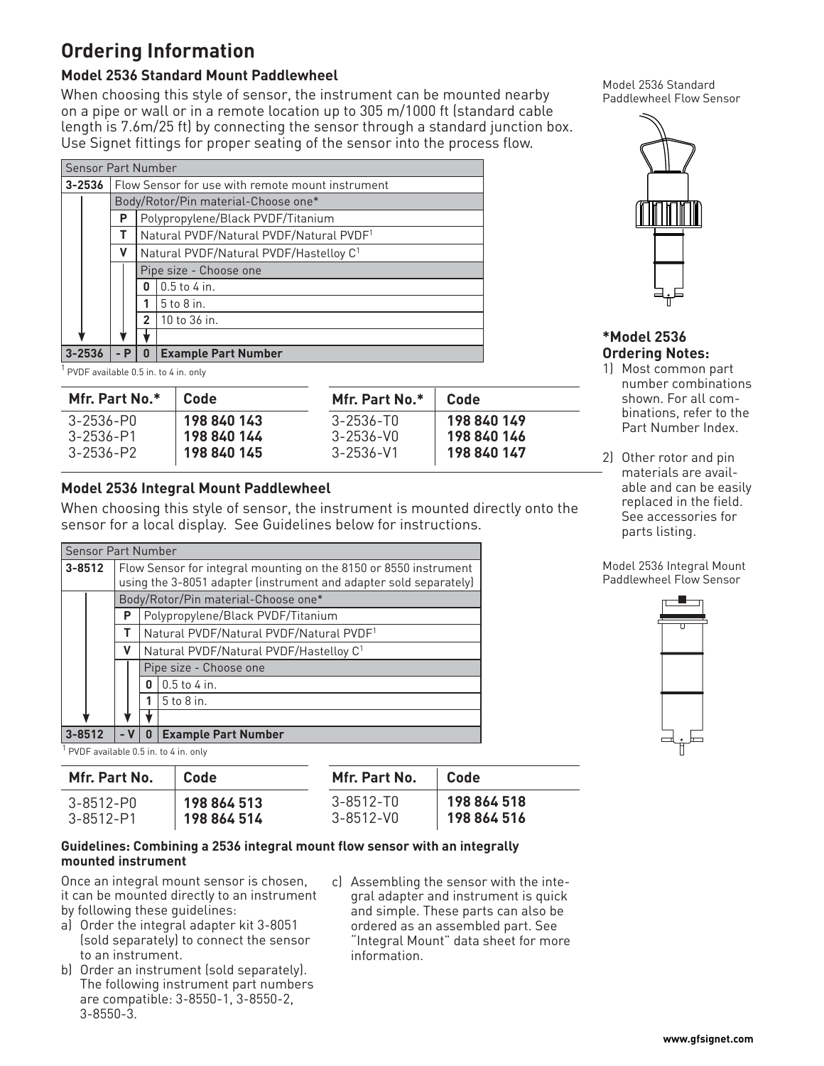# Ordering Information

## Model 2536 Standard Mount Paddlewheel

When choosing this style of sensor, the instrument can be mounted nearby on a pipe or wall or in a remote location up to 305 m/1000 ft (standard cable length is 7.6m/25 ft) by connecting the sensor through a standard junction box. Use Signet fittings for proper seating of the sensor into the process flow.

| Sensor Part Number | | | |
|---|---|---|---|
| **3-2536** | Flow Sensor for use with remote mount instrument | | |
| | Body/Rotor/Pin material-Choose one* | | |
| | **P** | Polypropylene/Black PVDF/Titanium | |
| | **T** | Natural PVDF/Natural PVDF/Natural PVDF[1] | |
| | **V** | Natural PVDF/Natural PVDF/Hastelloy C[1] | |
| | | Pipe size - Choose one | |
| | | **0** | 0.5 to 4 in. |
| | | **1** | 5 to 8 in. |
| | | **2** | 10 to 36 in. |
| **3-2536** | **- P** | **0** | **Example Part Number** |

[1] PVDF available 0.5 in. to 4 in. only

| Mfr. Part No.* | Code | Mfr. Part No.* | Code |
|---|---|---|---|
| 3-2536-P0 | **198 840 143** | 3-2536-T0 | **198 840 149** |
| 3-2536-P1 | **198 840 144** | 3-2536-V0 | **198 840 146** |
| 3-2536-P2 | **198 840 145** | 3-2536-V1 | **198 840 147** |

Model 2536 Standard Paddlewheel Flow Sensor

**\*Model 2536 Ordering Notes:**

1) Most common part number combinations shown. For all combinations, refer to the Part Number Index.
2) Other rotor and pin materials are available and can be easily replaced in the field. See accessories for parts listing.

## Model 2536 Integral Mount Paddlewheel

When choosing this style of sensor, the instrument is mounted directly onto the sensor for a local display. See Guidelines below for instructions.

| Sensor Part Number | | | |
|---|---|---|---|
| **3-8512** | Flow Sensor for integral mounting on the 8150 or 8550 instrument using the 3-8051 adapter (instrument and adapter sold separately) | | |
| | Body/Rotor/Pin material-Choose one* | | |
| | **P** | Polypropylene/Black PVDF/Titanium | |
| | **T** | Natural PVDF/Natural PVDF/Natural PVDF[1] | |
| | **V** | Natural PVDF/Natural PVDF/Hastelloy C[1] | |
| | | Pipe size - Choose one | |
| | | **0** | 0.5 to 4 in. |
| | | **1** | 5 to 8 in. |
| **3-8512** | **- V** | **0** | **Example Part Number** |

[1] PVDF available 0.5 in. to 4 in. only

| Mfr. Part No. | Code | Mfr. Part No. | Code |
|---|---|---|---|
| 3-8512-P0 | **198 864 513** | 3-8512-T0 | **198 864 518** |
| 3-8512-P1 | **198 864 514** | 3-8512-V0 | **198 864 516** |

Model 2536 Integral Mount Paddlewheel Flow Sensor

### Guidelines: Combining a 2536 integral mount flow sensor with an integrally mounted instrument

Once an integral mount sensor is chosen, it can be mounted directly to an instrument by following these guidelines:

a) Order the integral adapter kit 3-8051 (sold separately) to connect the sensor to an instrument.
b) Order an instrument (sold separately). The following instrument part numbers are compatible: 3-8550-1, 3-8550-2, 3-8550-3.
c) Assembling the sensor with the integral adapter and instrument is quick and simple. These parts can also be ordered as an assembled part. See "Integral Mount" data sheet for more information.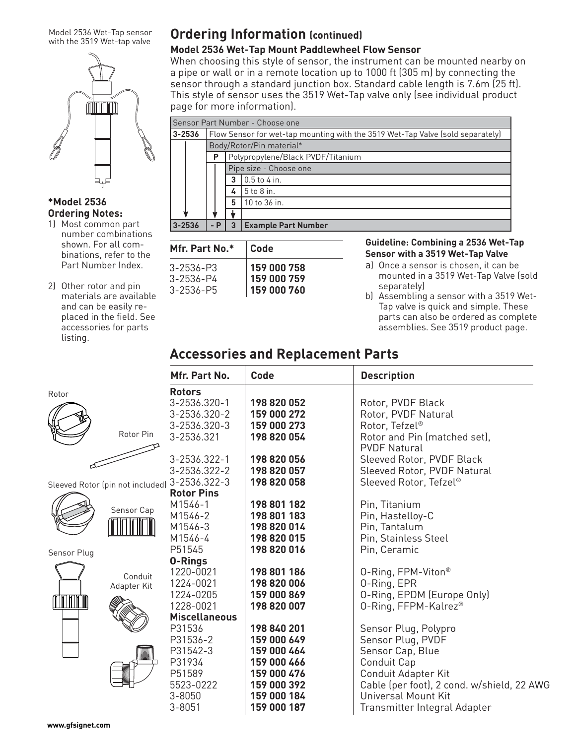Model 2536 Wet-Tap sensor with the 3519 Wet-tap valve

**\*Model 2536 Ordering Notes:**

1) Most common part number combinations shown. For all combinations, refer to the Part Number Index.
2) Other rotor and pin materials are available and can be easily replaced in the field. See accessories for parts listing.

## Ordering Information (continued)

### Model 2536 Wet-Tap Mount Paddlewheel Flow Sensor

When choosing this style of sensor, the instrument can be mounted nearby on a pipe or wall or in a remote location up to 1000 ft (305 m) by connecting the sensor through a standard junction box. Standard cable length is 7.6m (25 ft). This style of sensor uses the 3519 Wet-Tap valve only (see individual product page for more information).

| Sensor Part Number - Choose one | | | |
|---|---|---|---|
| 3-2536 | Flow Sensor for wet-tap mounting with the 3519 Wet-Tap Valve (sold separately) | | |
| | Body/Rotor/Pin material* | | |
| | P | Polypropylene/Black PVDF/Titanium | |
| | | Pipe size - Choose one | |
| | | 3 | 0.5 to 4 in. |
| | | 4 | 5 to 8 in. |
| | | 5 | 10 to 36 in. |
| **3-2536** | **- P** | **3** | **Example Part Number** |

| Mfr. Part No.* | Code |
|---|---|
| 3-2536-P3 | **159 000 758** |
| 3-2536-P4 | **159 000 759** |
| 3-2536-P5 | **159 000 760** |

**Guideline: Combining a 2536 Wet-Tap Sensor with a 3519 Wet-Tap Valve**

a) Once a sensor is chosen, it can be mounted in a 3519 Wet-Tap Valve (sold separately)
b) Assembling a sensor with a 3519 Wet-Tap valve is quick and simple. These parts can also be ordered as complete assemblies. See 3519 product page.

## Accessories and Replacement Parts

Rotor

Rotor Pin

Sleeved Rotor (pin not included)

Sensor Cap

Sensor Plug

Conduit Adapter Kit

| Mfr. Part No. | Code | Description |
|---|---|---|
| **Rotors** | | |
| 3-2536.320-1 | **198 820 052** | Rotor, PVDF Black |
| 3-2536.320-2 | **159 000 272** | Rotor, PVDF Natural |
| 3-2536.320-3 | **159 000 273** | Rotor, Tefzel® |
| 3-2536.321 | **198 820 054** | Rotor and Pin (matched set), PVDF Natural |
| 3-2536.322-1 | **198 820 056** | Sleeved Rotor, PVDF Black |
| 3-2536.322-2 | **198 820 057** | Sleeved Rotor, PVDF Natural |
| 3-2536.322-3 | **198 820 058** | Sleeved Rotor, Tefzel® |
| **Rotor Pins** | | |
| M1546-1 | **198 801 182** | Pin, Titanium |
| M1546-2 | **198 801 183** | Pin, Hastelloy-C |
| M1546-3 | **198 820 014** | Pin, Tantalum |
| M1546-4 | **198 820 015** | Pin, Stainless Steel |
| P51545 | **198 820 016** | Pin, Ceramic |
| **O-Rings** | | |
| 1220-0021 | **198 801 186** | O-Ring, FPM-Viton® |
| 1224-0021 | **198 820 006** | O-Ring, EPR |
| 1224-0205 | **159 000 869** | O-Ring, EPDM (Europe Only) |
| 1228-0021 | **198 820 007** | O-Ring, FFPM-Kalrez® |
| **Miscellaneous** | | |
| P31536 | **198 840 201** | Sensor Plug, Polypro |
| P31536-2 | **159 000 649** | Sensor Plug, PVDF |
| P31542-3 | **159 000 464** | Sensor Cap, Blue |
| P31934 | **159 000 466** | Conduit Cap |
| P51589 | **159 000 476** | Conduit Adapter Kit |
| 5523-0222 | **159 000 392** | Cable (per foot), 2 cond. w/shield, 22 AWG |
| 3-8050 | **159 000 184** | Universal Mount Kit |
| 3-8051 | **159 000 187** | Transmitter Integral Adapter |

www.gfsignet.com